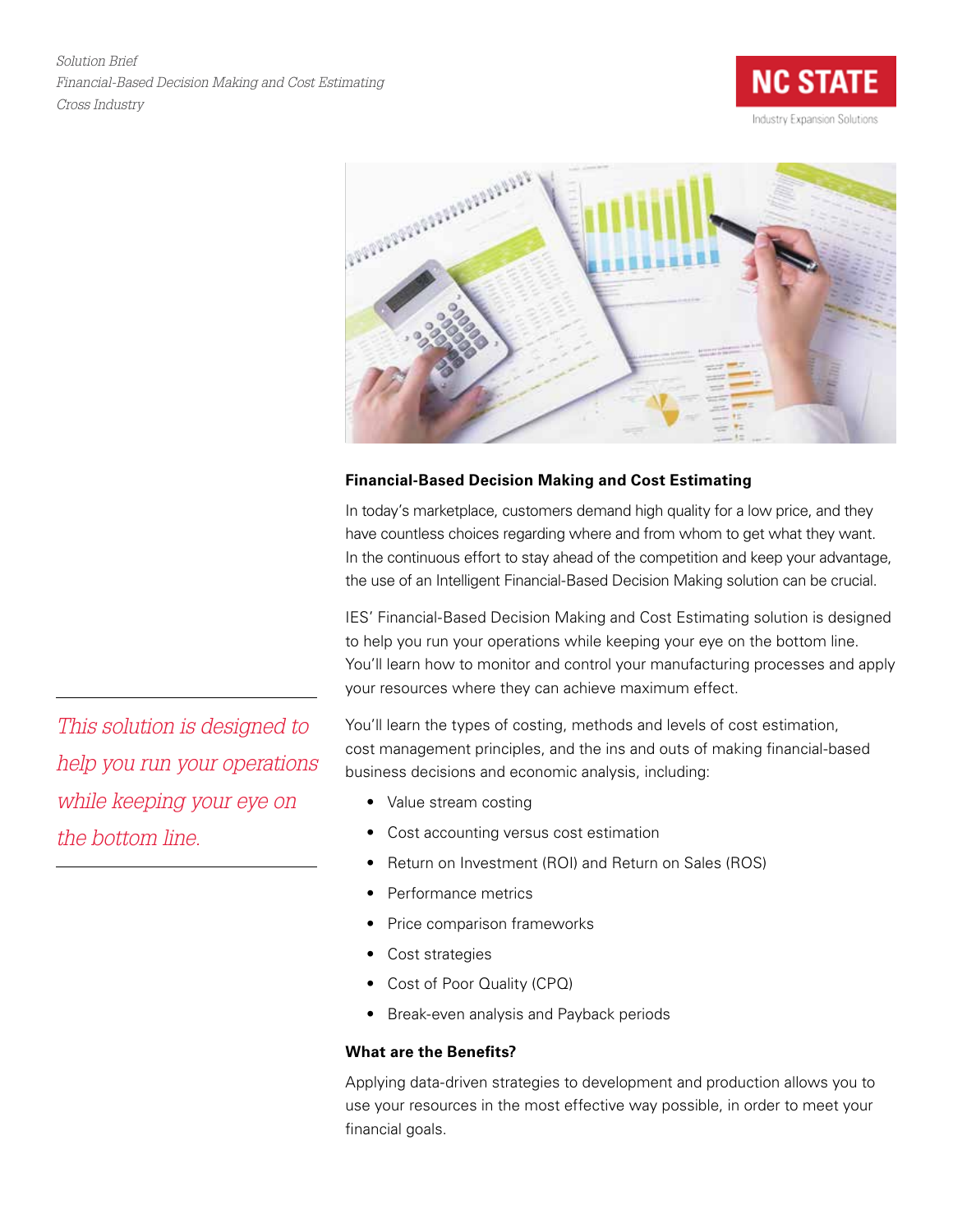*Solution Brief*
*Financial-Based Decision Making and Cost Estimating*
*Cross Industry*

NC STATE
Industry Expansion Solutions

## Financial-Based Decision Making and Cost Estimating

In today's marketplace, customers demand high quality for a low price, and they have countless choices regarding where and from whom to get what they want. In the continuous effort to stay ahead of the competition and keep your advantage, the use of an Intelligent Financial-Based Decision Making solution can be crucial.

IES' Financial-Based Decision Making and Cost Estimating solution is designed to help you run your operations while keeping your eye on the bottom line. You'll learn how to monitor and control your manufacturing processes and apply your resources where they can achieve maximum effect.

*This solution is designed to help you run your operations while keeping your eye on the bottom line.*

You'll learn the types of costing, methods and levels of cost estimation, cost management principles, and the ins and outs of making financial-based business decisions and economic analysis, including:

- Value stream costing
- Cost accounting versus cost estimation
- Return on Investment (ROI) and Return on Sales (ROS)
- Performance metrics
- Price comparison frameworks
- Cost strategies
- Cost of Poor Quality (CPQ)
- Break-even analysis and Payback periods

## What are the Benefits?

Applying data-driven strategies to development and production allows you to use your resources in the most effective way possible, in order to meet your financial goals.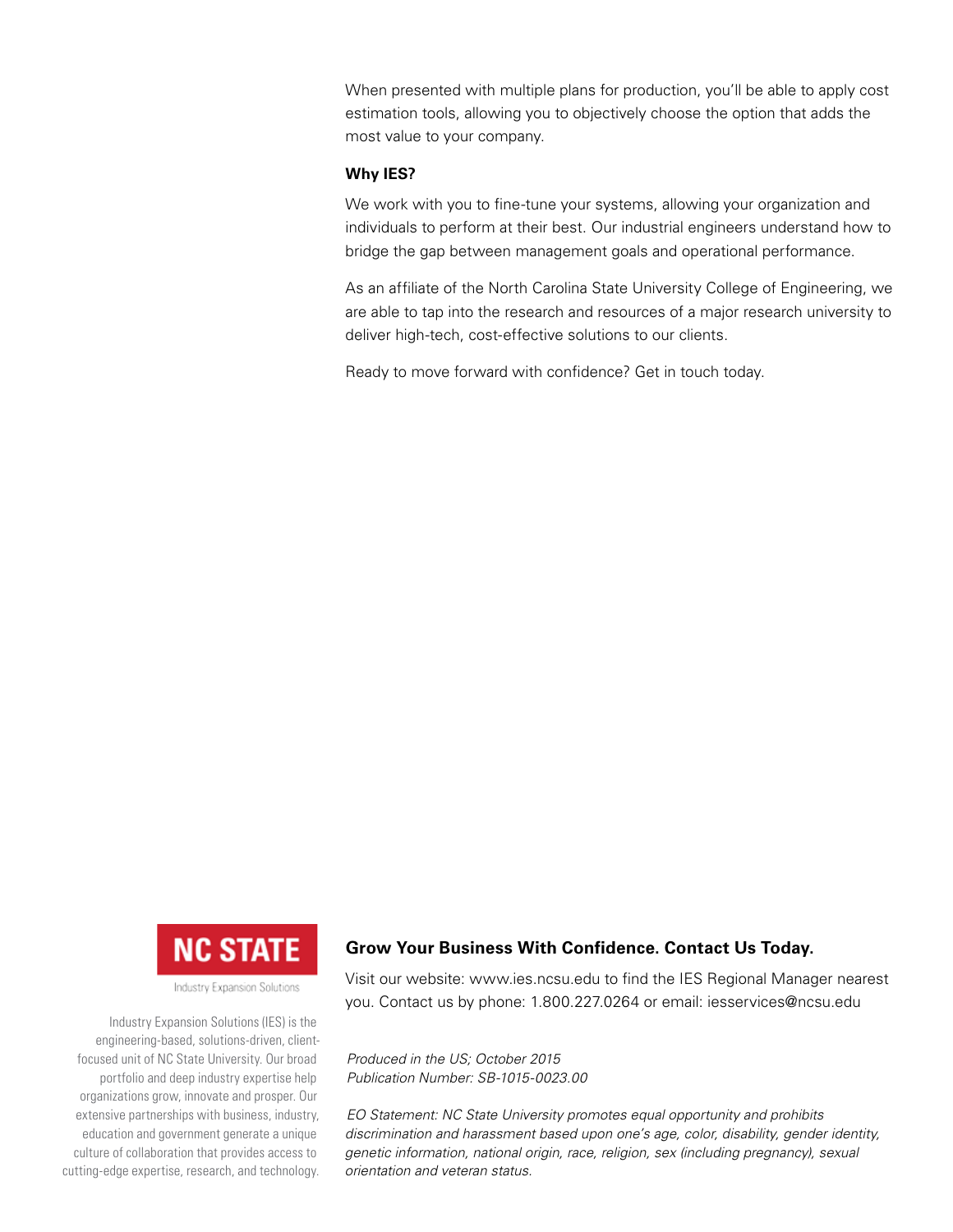When presented with multiple plans for production, you'll be able to apply cost estimation tools, allowing you to objectively choose the option that adds the most value to your company.

**Why IES?**

We work with you to fine-tune your systems, allowing your organization and individuals to perform at their best. Our industrial engineers understand how to bridge the gap between management goals and operational performance.

As an affiliate of the North Carolina State University College of Engineering, we are able to tap into the research and resources of a major research university to deliver high-tech, cost-effective solutions to our clients.

Ready to move forward with confidence? Get in touch today.

**NC STATE**

Industry Expansion Solutions

Industry Expansion Solutions (IES) is the engineering-based, solutions-driven, client-focused unit of NC State University. Our broad portfolio and deep industry expertise help organizations grow, innovate and prosper. Our extensive partnerships with business, industry, education and government generate a unique culture of collaboration that provides access to cutting-edge expertise, research, and technology.

**Grow Your Business With Confidence. Contact Us Today.**

Visit our website: www.ies.ncsu.edu to find the IES Regional Manager nearest you. Contact us by phone: 1.800.227.0264 or email: iesservices@ncsu.edu

*Produced in the US; October 2015*
*Publication Number: SB-1015-0023.00*

*EO Statement: NC State University promotes equal opportunity and prohibits discrimination and harassment based upon one's age, color, disability, gender identity, genetic information, national origin, race, religion, sex (including pregnancy), sexual orientation and veteran status.*